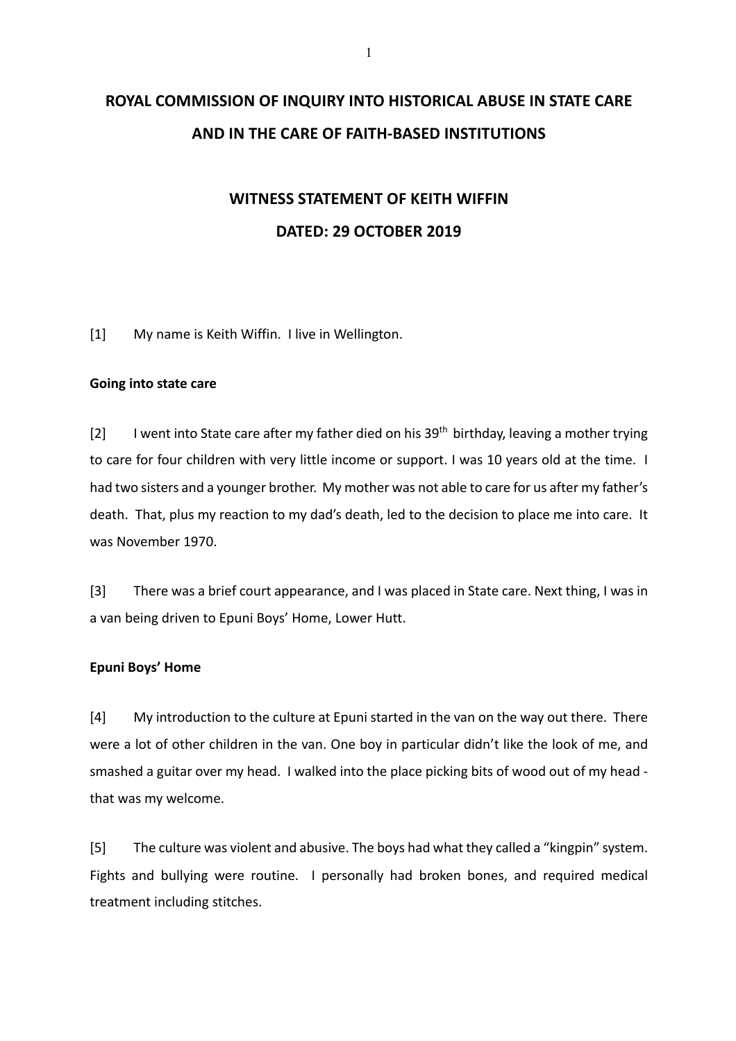# ROYAL COMMISSION OF INQUIRY INTO HISTORICAL ABUSE IN STATE CARE AND IN THE CARE OF FAITH-BASED INSTITUTIONS

## WITNESS STATEMENT OF KEITH WIFFIN

## DATED: 29 OCTOBER 2019

[1] My name is Keith Wiffin. I live in Wellington.

**Going into state care**

[2] I went into State care after my father died on his 39th birthday, leaving a mother trying to care for four children with very little income or support. I was 10 years old at the time. I had two sisters and a younger brother. My mother was not able to care for us after my father's death. That, plus my reaction to my dad's death, led to the decision to place me into care. It was November 1970.

[3] There was a brief court appearance, and I was placed in State care. Next thing, I was in a van being driven to Epuni Boys' Home, Lower Hutt.

**Epuni Boys' Home**

[4] My introduction to the culture at Epuni started in the van on the way out there. There were a lot of other children in the van. One boy in particular didn't like the look of me, and smashed a guitar over my head. I walked into the place picking bits of wood out of my head - that was my welcome.

[5] The culture was violent and abusive. The boys had what they called a "kingpin" system. Fights and bullying were routine. I personally had broken bones, and required medical treatment including stitches.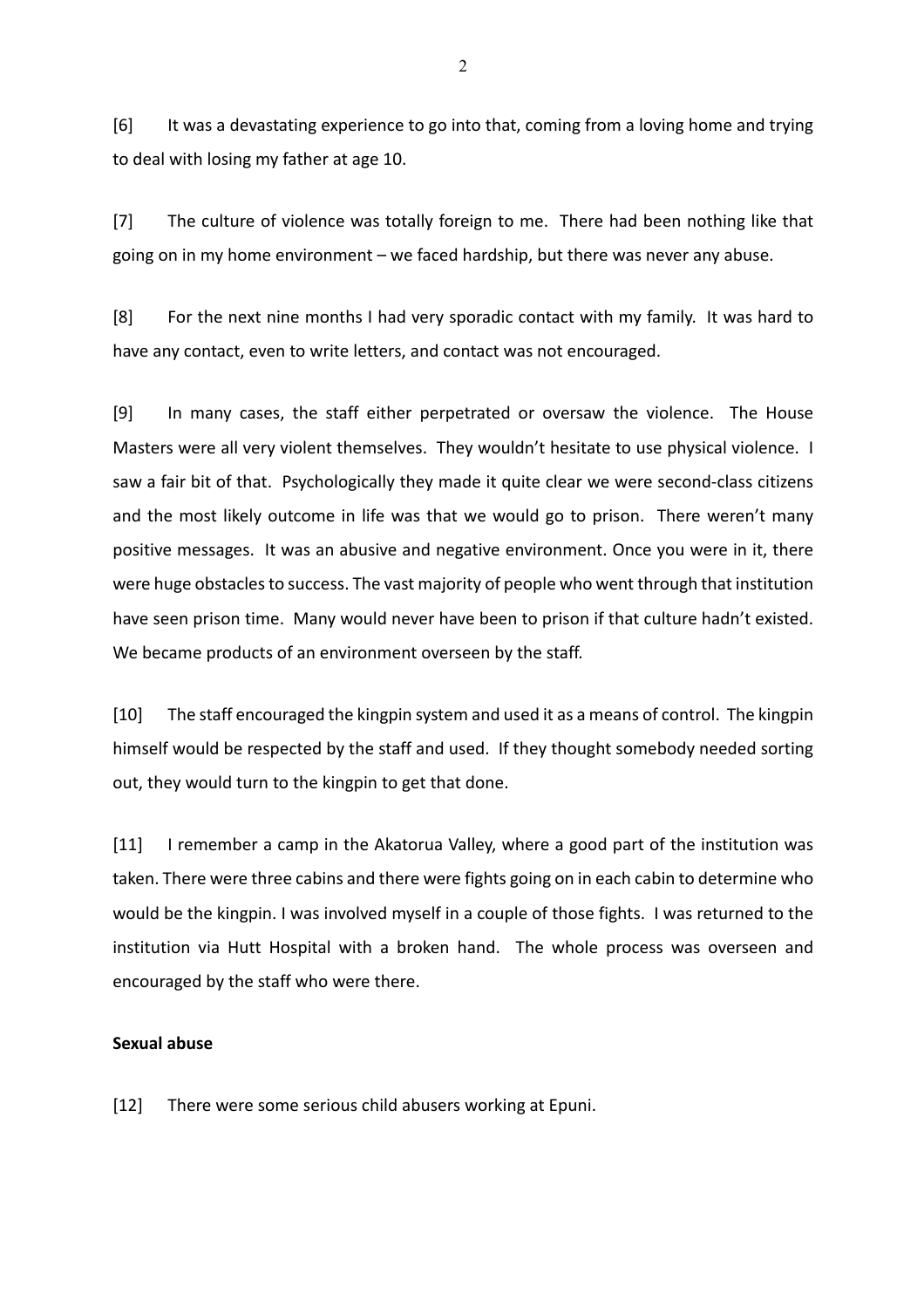[6] It was a devastating experience to go into that, coming from a loving home and trying to deal with losing my father at age 10.

[7] The culture of violence was totally foreign to me. There had been nothing like that going on in my home environment – we faced hardship, but there was never any abuse.

[8] For the next nine months I had very sporadic contact with my family. It was hard to have any contact, even to write letters, and contact was not encouraged.

[9] In many cases, the staff either perpetrated or oversaw the violence. The House Masters were all very violent themselves. They wouldn't hesitate to use physical violence. I saw a fair bit of that. Psychologically they made it quite clear we were second-class citizens and the most likely outcome in life was that we would go to prison. There weren't many positive messages. It was an abusive and negative environment. Once you were in it, there were huge obstacles to success. The vast majority of people who went through that institution have seen prison time. Many would never have been to prison if that culture hadn't existed. We became products of an environment overseen by the staff.

[10] The staff encouraged the kingpin system and used it as a means of control. The kingpin himself would be respected by the staff and used. If they thought somebody needed sorting out, they would turn to the kingpin to get that done.

[11] I remember a camp in the Akatorua Valley, where a good part of the institution was taken. There were three cabins and there were fights going on in each cabin to determine who would be the kingpin. I was involved myself in a couple of those fights. I was returned to the institution via Hutt Hospital with a broken hand. The whole process was overseen and encouraged by the staff who were there.

**Sexual abuse**

[12] There were some serious child abusers working at Epuni.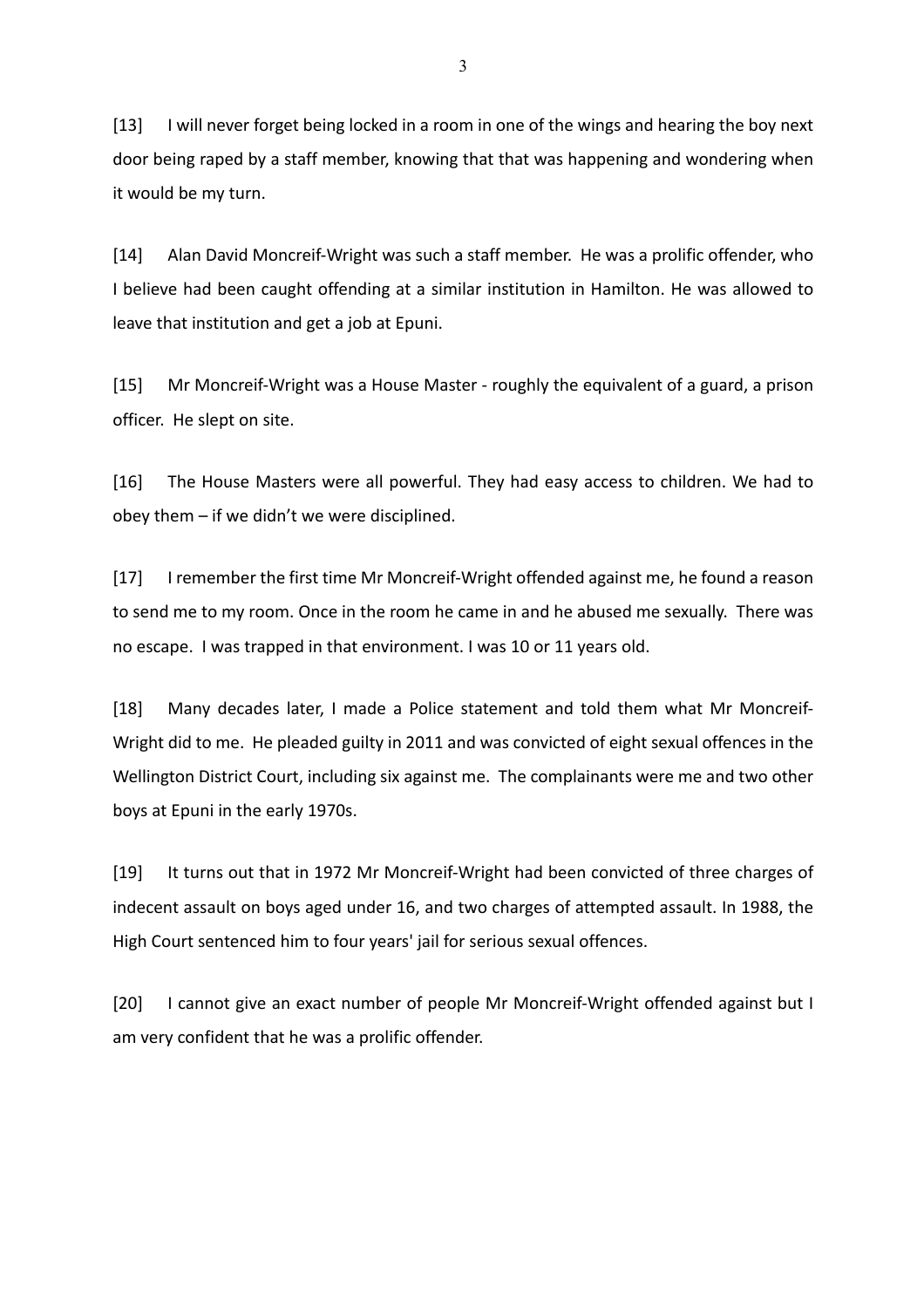[13] I will never forget being locked in a room in one of the wings and hearing the boy next door being raped by a staff member, knowing that that was happening and wondering when it would be my turn.

[14] Alan David Moncreif-Wright was such a staff member. He was a prolific offender, who I believe had been caught offending at a similar institution in Hamilton. He was allowed to leave that institution and get a job at Epuni.

[15] Mr Moncreif-Wright was a House Master - roughly the equivalent of a guard, a prison officer. He slept on site.

[16] The House Masters were all powerful. They had easy access to children. We had to obey them – if we didn't we were disciplined.

[17] I remember the first time Mr Moncreif-Wright offended against me, he found a reason to send me to my room. Once in the room he came in and he abused me sexually. There was no escape. I was trapped in that environment. I was 10 or 11 years old.

[18] Many decades later, I made a Police statement and told them what Mr Moncreif-Wright did to me. He pleaded guilty in 2011 and was convicted of eight sexual offences in the Wellington District Court, including six against me. The complainants were me and two other boys at Epuni in the early 1970s.

[19] It turns out that in 1972 Mr Moncreif-Wright had been convicted of three charges of indecent assault on boys aged under 16, and two charges of attempted assault. In 1988, the High Court sentenced him to four years' jail for serious sexual offences.

[20] I cannot give an exact number of people Mr Moncreif-Wright offended against but I am very confident that he was a prolific offender.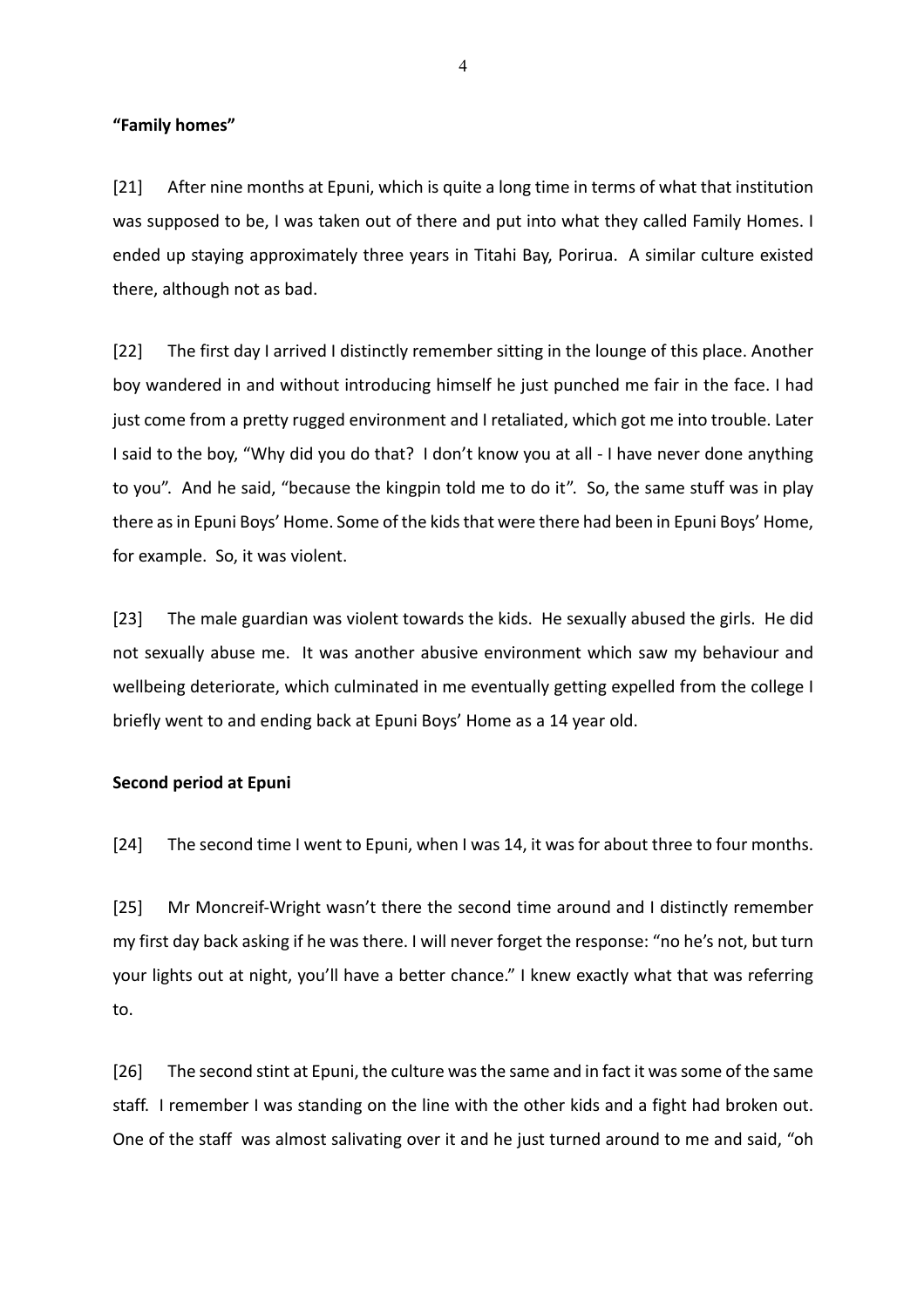**"Family homes"**

[21] After nine months at Epuni, which is quite a long time in terms of what that institution was supposed to be, I was taken out of there and put into what they called Family Homes. I ended up staying approximately three years in Titahi Bay, Porirua. A similar culture existed there, although not as bad.

[22] The first day I arrived I distinctly remember sitting in the lounge of this place. Another boy wandered in and without introducing himself he just punched me fair in the face. I had just come from a pretty rugged environment and I retaliated, which got me into trouble. Later I said to the boy, "Why did you do that? I don't know you at all - I have never done anything to you". And he said, "because the kingpin told me to do it". So, the same stuff was in play there as in Epuni Boys' Home. Some of the kids that were there had been in Epuni Boys' Home, for example. So, it was violent.

[23] The male guardian was violent towards the kids. He sexually abused the girls. He did not sexually abuse me. It was another abusive environment which saw my behaviour and wellbeing deteriorate, which culminated in me eventually getting expelled from the college I briefly went to and ending back at Epuni Boys' Home as a 14 year old.

**Second period at Epuni**

[24] The second time I went to Epuni, when I was 14, it was for about three to four months.

[25] Mr Moncreif-Wright wasn't there the second time around and I distinctly remember my first day back asking if he was there. I will never forget the response: "no he's not, but turn your lights out at night, you'll have a better chance." I knew exactly what that was referring to.

[26] The second stint at Epuni, the culture was the same and in fact it was some of the same staff. I remember I was standing on the line with the other kids and a fight had broken out. One of the staff was almost salivating over it and he just turned around to me and said, "oh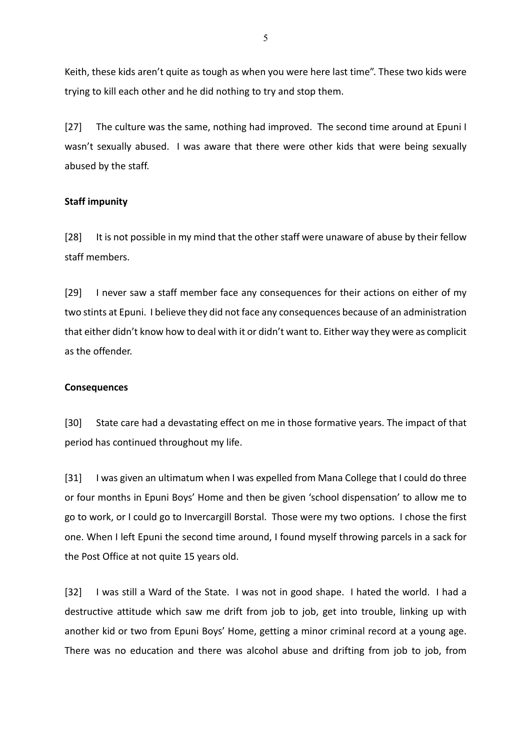Keith, these kids aren't quite as tough as when you were here last time". These two kids were trying to kill each other and he did nothing to try and stop them.

[27] The culture was the same, nothing had improved. The second time around at Epuni I wasn't sexually abused. I was aware that there were other kids that were being sexually abused by the staff.

**Staff impunity**

[28] It is not possible in my mind that the other staff were unaware of abuse by their fellow staff members.

[29] I never saw a staff member face any consequences for their actions on either of my two stints at Epuni. I believe they did not face any consequences because of an administration that either didn't know how to deal with it or didn't want to. Either way they were as complicit as the offender.

**Consequences**

[30] State care had a devastating effect on me in those formative years. The impact of that period has continued throughout my life.

[31] I was given an ultimatum when I was expelled from Mana College that I could do three or four months in Epuni Boys' Home and then be given 'school dispensation' to allow me to go to work, or I could go to Invercargill Borstal. Those were my two options. I chose the first one. When I left Epuni the second time around, I found myself throwing parcels in a sack for the Post Office at not quite 15 years old.

[32] I was still a Ward of the State. I was not in good shape. I hated the world. I had a destructive attitude which saw me drift from job to job, get into trouble, linking up with another kid or two from Epuni Boys' Home, getting a minor criminal record at a young age. There was no education and there was alcohol abuse and drifting from job to job, from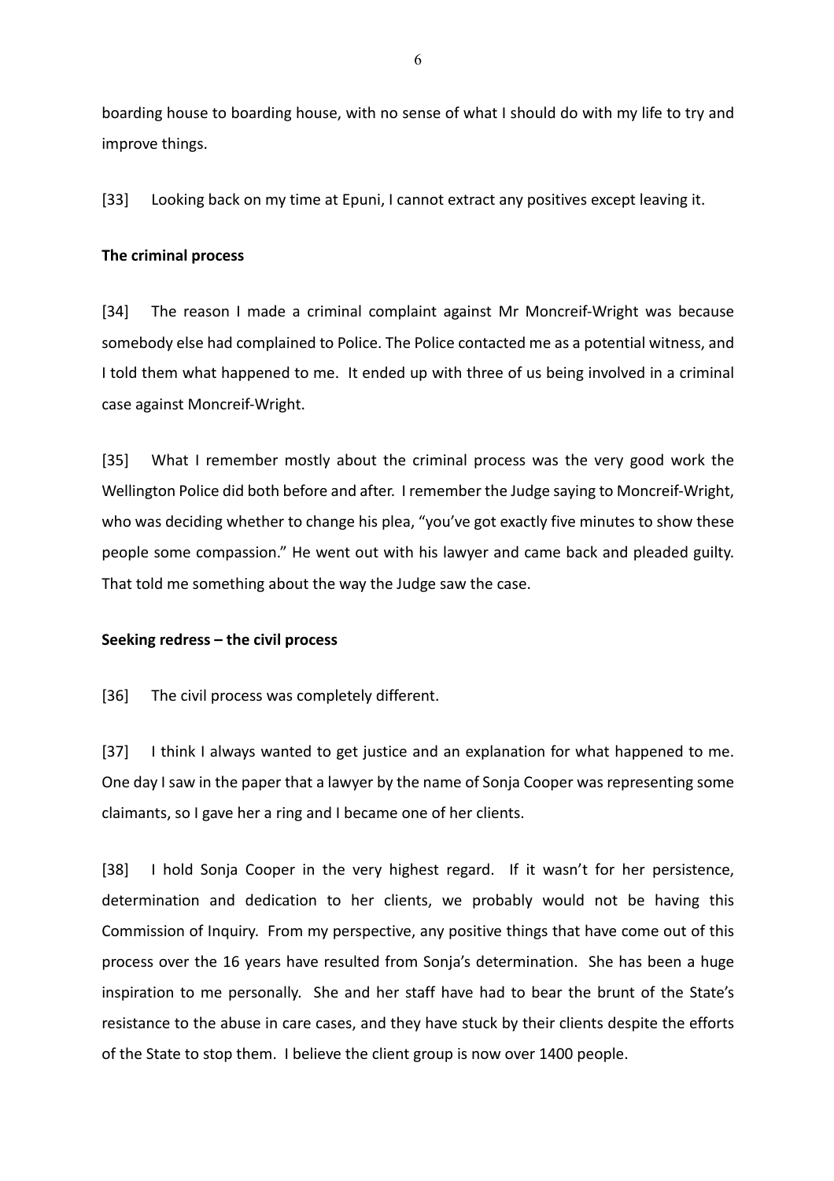boarding house to boarding house, with no sense of what I should do with my life to try and improve things.

[33] Looking back on my time at Epuni, I cannot extract any positives except leaving it.

**The criminal process**

[34] The reason I made a criminal complaint against Mr Moncreif-Wright was because somebody else had complained to Police. The Police contacted me as a potential witness, and I told them what happened to me. It ended up with three of us being involved in a criminal case against Moncreif-Wright.

[35] What I remember mostly about the criminal process was the very good work the Wellington Police did both before and after. I remember the Judge saying to Moncreif-Wright, who was deciding whether to change his plea, "you've got exactly five minutes to show these people some compassion." He went out with his lawyer and came back and pleaded guilty. That told me something about the way the Judge saw the case.

**Seeking redress – the civil process**

[36] The civil process was completely different.

[37] I think I always wanted to get justice and an explanation for what happened to me. One day I saw in the paper that a lawyer by the name of Sonja Cooper was representing some claimants, so I gave her a ring and I became one of her clients.

[38] I hold Sonja Cooper in the very highest regard. If it wasn't for her persistence, determination and dedication to her clients, we probably would not be having this Commission of Inquiry. From my perspective, any positive things that have come out of this process over the 16 years have resulted from Sonja's determination. She has been a huge inspiration to me personally. She and her staff have had to bear the brunt of the State's resistance to the abuse in care cases, and they have stuck by their clients despite the efforts of the State to stop them. I believe the client group is now over 1400 people.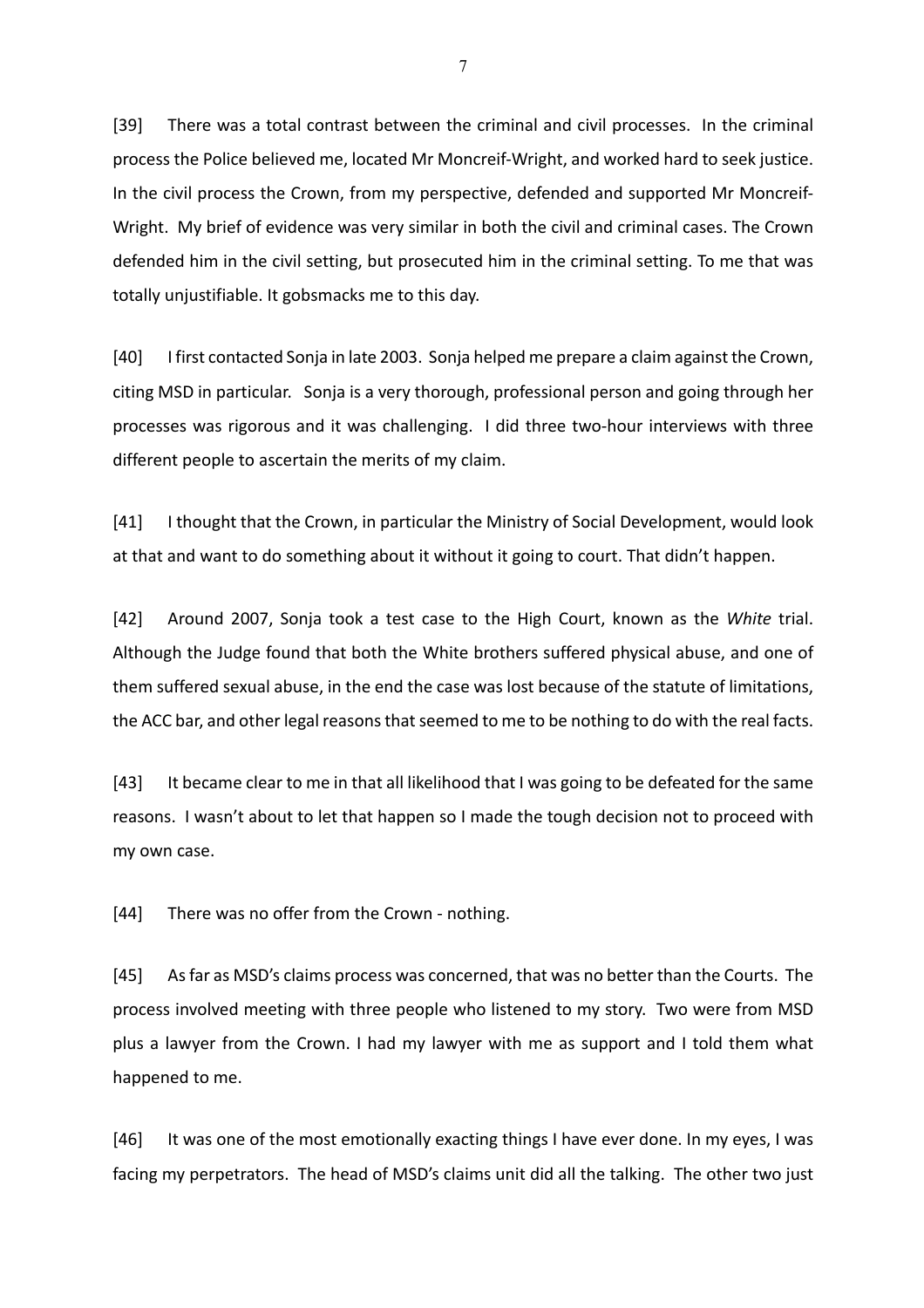[39] There was a total contrast between the criminal and civil processes. In the criminal process the Police believed me, located Mr Moncreif-Wright, and worked hard to seek justice. In the civil process the Crown, from my perspective, defended and supported Mr Moncreif-Wright. My brief of evidence was very similar in both the civil and criminal cases. The Crown defended him in the civil setting, but prosecuted him in the criminal setting. To me that was totally unjustifiable. It gobsmacks me to this day.

[40] I first contacted Sonja in late 2003. Sonja helped me prepare a claim against the Crown, citing MSD in particular. Sonja is a very thorough, professional person and going through her processes was rigorous and it was challenging. I did three two-hour interviews with three different people to ascertain the merits of my claim.

[41] I thought that the Crown, in particular the Ministry of Social Development, would look at that and want to do something about it without it going to court. That didn't happen.

[42] Around 2007, Sonja took a test case to the High Court, known as the *White* trial. Although the Judge found that both the White brothers suffered physical abuse, and one of them suffered sexual abuse, in the end the case was lost because of the statute of limitations, the ACC bar, and other legal reasons that seemed to me to be nothing to do with the real facts.

[43] It became clear to me in that all likelihood that I was going to be defeated for the same reasons. I wasn't about to let that happen so I made the tough decision not to proceed with my own case.

[44] There was no offer from the Crown - nothing.

[45] As far as MSD's claims process was concerned, that was no better than the Courts. The process involved meeting with three people who listened to my story. Two were from MSD plus a lawyer from the Crown. I had my lawyer with me as support and I told them what happened to me.

[46] It was one of the most emotionally exacting things I have ever done. In my eyes, I was facing my perpetrators. The head of MSD's claims unit did all the talking. The other two just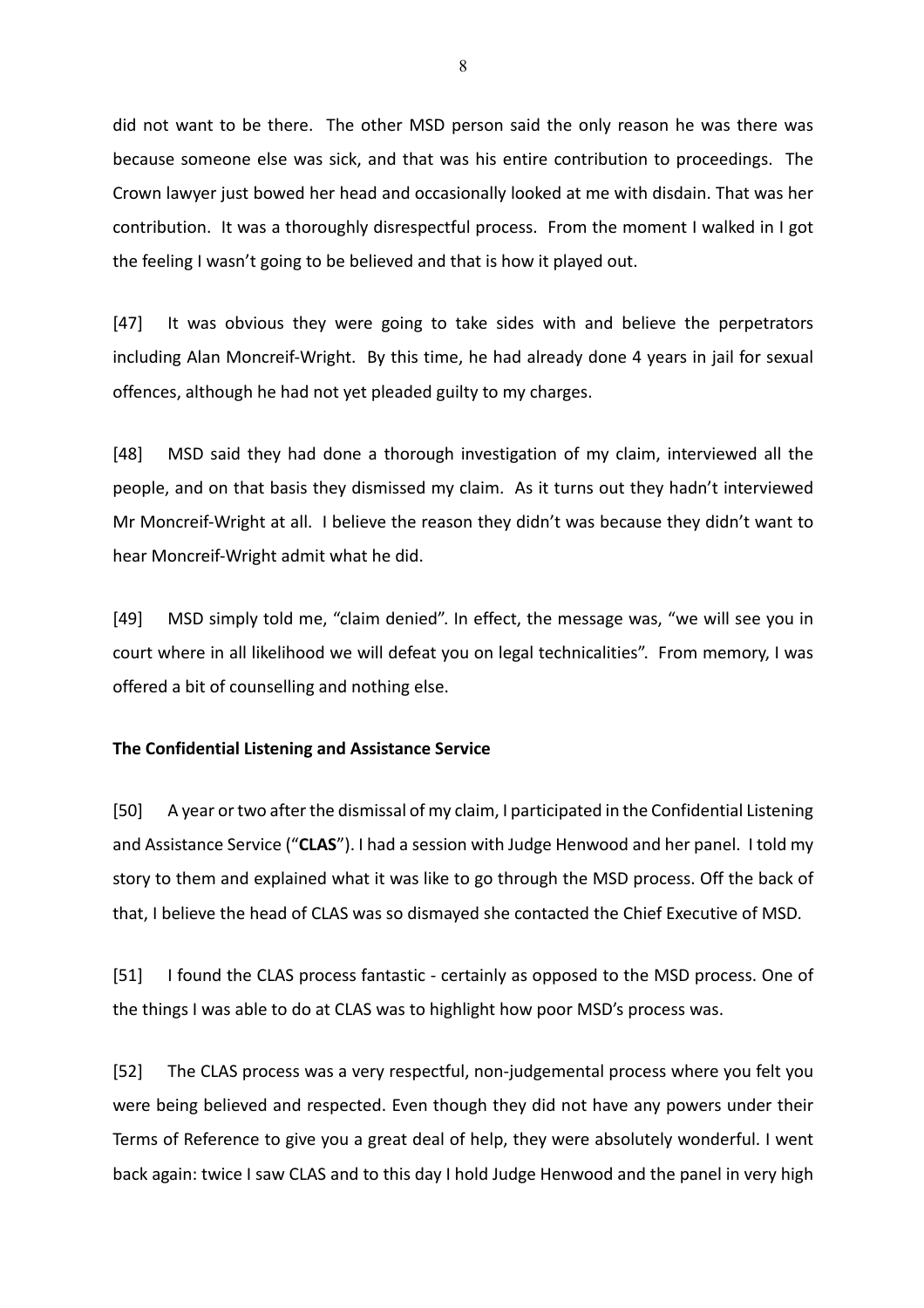did not want to be there. The other MSD person said the only reason he was there was because someone else was sick, and that was his entire contribution to proceedings. The Crown lawyer just bowed her head and occasionally looked at me with disdain. That was her contribution. It was a thoroughly disrespectful process. From the moment I walked in I got the feeling I wasn't going to be believed and that is how it played out.

[47] It was obvious they were going to take sides with and believe the perpetrators including Alan Moncreif-Wright. By this time, he had already done 4 years in jail for sexual offences, although he had not yet pleaded guilty to my charges.

[48] MSD said they had done a thorough investigation of my claim, interviewed all the people, and on that basis they dismissed my claim. As it turns out they hadn't interviewed Mr Moncreif-Wright at all. I believe the reason they didn't was because they didn't want to hear Moncreif-Wright admit what he did.

[49] MSD simply told me, "claim denied". In effect, the message was, "we will see you in court where in all likelihood we will defeat you on legal technicalities". From memory, I was offered a bit of counselling and nothing else.

**The Confidential Listening and Assistance Service**

[50] A year or two after the dismissal of my claim, I participated in the Confidential Listening and Assistance Service ("**CLAS**"). I had a session with Judge Henwood and her panel. I told my story to them and explained what it was like to go through the MSD process. Off the back of that, I believe the head of CLAS was so dismayed she contacted the Chief Executive of MSD.

[51] I found the CLAS process fantastic - certainly as opposed to the MSD process. One of the things I was able to do at CLAS was to highlight how poor MSD's process was.

[52] The CLAS process was a very respectful, non-judgemental process where you felt you were being believed and respected. Even though they did not have any powers under their Terms of Reference to give you a great deal of help, they were absolutely wonderful. I went back again: twice I saw CLAS and to this day I hold Judge Henwood and the panel in very high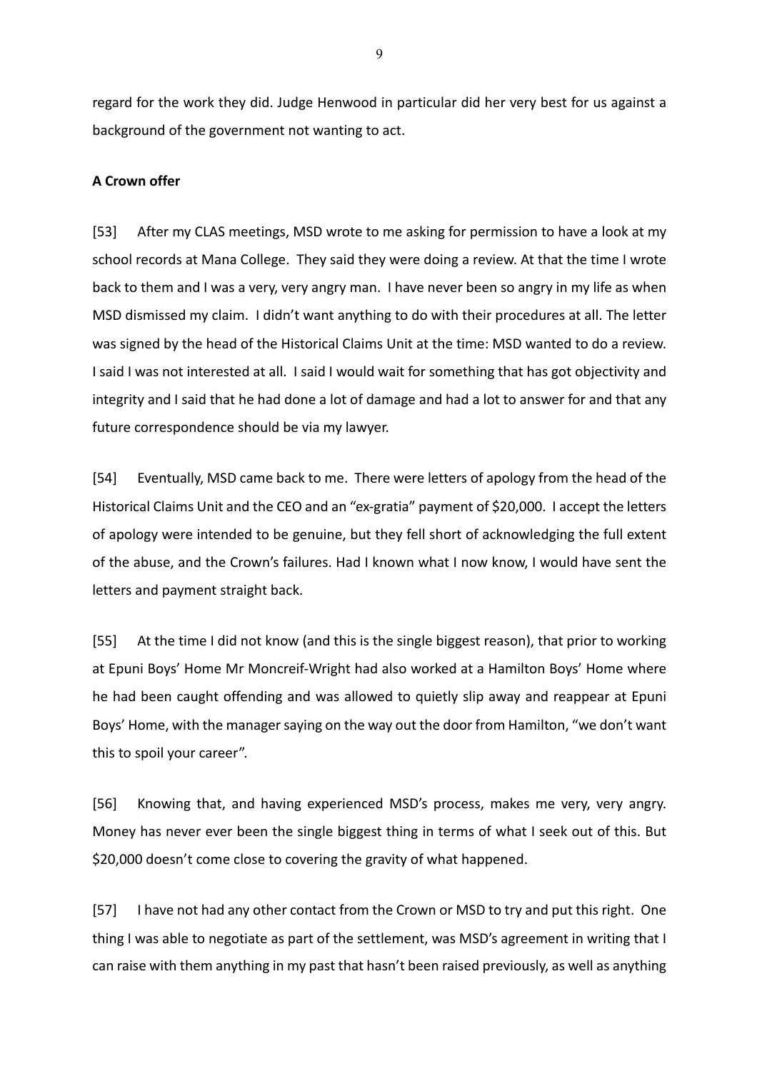regard for the work they did. Judge Henwood in particular did her very best for us against a background of the government not wanting to act.

**A Crown offer**

[53] After my CLAS meetings, MSD wrote to me asking for permission to have a look at my school records at Mana College. They said they were doing a review. At that the time I wrote back to them and I was a very, very angry man. I have never been so angry in my life as when MSD dismissed my claim. I didn't want anything to do with their procedures at all. The letter was signed by the head of the Historical Claims Unit at the time: MSD wanted to do a review. I said I was not interested at all. I said I would wait for something that has got objectivity and integrity and I said that he had done a lot of damage and had a lot to answer for and that any future correspondence should be via my lawyer.

[54] Eventually, MSD came back to me. There were letters of apology from the head of the Historical Claims Unit and the CEO and an "ex-gratia" payment of $20,000. I accept the letters of apology were intended to be genuine, but they fell short of acknowledging the full extent of the abuse, and the Crown's failures. Had I known what I now know, I would have sent the letters and payment straight back.

[55] At the time I did not know (and this is the single biggest reason), that prior to working at Epuni Boys' Home Mr Moncreif-Wright had also worked at a Hamilton Boys' Home where he had been caught offending and was allowed to quietly slip away and reappear at Epuni Boys' Home, with the manager saying on the way out the door from Hamilton, "we don't want this to spoil your career".

[56] Knowing that, and having experienced MSD's process, makes me very, very angry. Money has never ever been the single biggest thing in terms of what I seek out of this. But $20,000 doesn't come close to covering the gravity of what happened.

[57] I have not had any other contact from the Crown or MSD to try and put this right. One thing I was able to negotiate as part of the settlement, was MSD's agreement in writing that I can raise with them anything in my past that hasn't been raised previously, as well as anything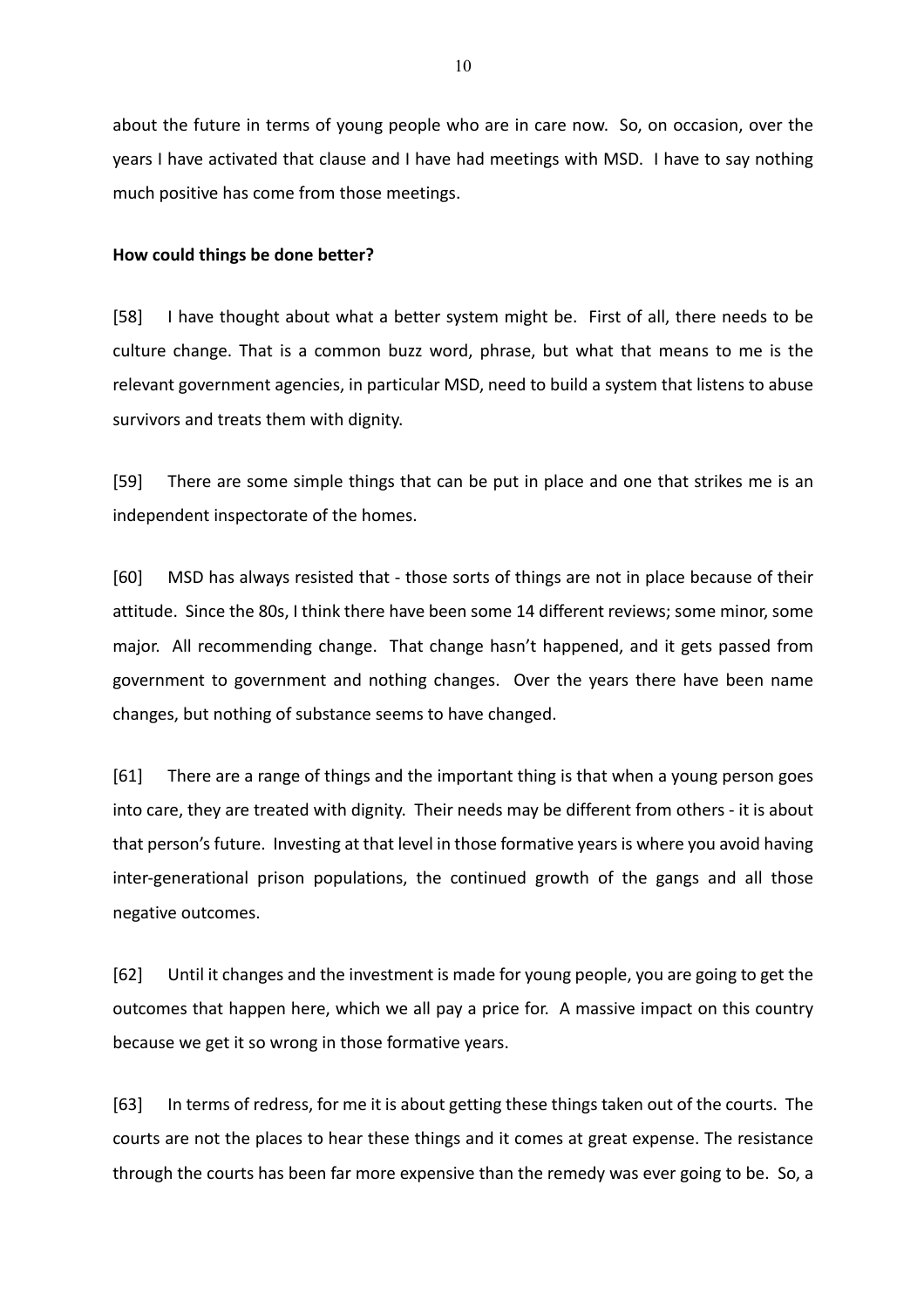about the future in terms of young people who are in care now. So, on occasion, over the years I have activated that clause and I have had meetings with MSD. I have to say nothing much positive has come from those meetings.

**How could things be done better?**

[58] I have thought about what a better system might be. First of all, there needs to be culture change. That is a common buzz word, phrase, but what that means to me is the relevant government agencies, in particular MSD, need to build a system that listens to abuse survivors and treats them with dignity.

[59] There are some simple things that can be put in place and one that strikes me is an independent inspectorate of the homes.

[60] MSD has always resisted that - those sorts of things are not in place because of their attitude. Since the 80s, I think there have been some 14 different reviews; some minor, some major. All recommending change. That change hasn't happened, and it gets passed from government to government and nothing changes. Over the years there have been name changes, but nothing of substance seems to have changed.

[61] There are a range of things and the important thing is that when a young person goes into care, they are treated with dignity. Their needs may be different from others - it is about that person's future. Investing at that level in those formative years is where you avoid having inter-generational prison populations, the continued growth of the gangs and all those negative outcomes.

[62] Until it changes and the investment is made for young people, you are going to get the outcomes that happen here, which we all pay a price for. A massive impact on this country because we get it so wrong in those formative years.

[63] In terms of redress, for me it is about getting these things taken out of the courts. The courts are not the places to hear these things and it comes at great expense. The resistance through the courts has been far more expensive than the remedy was ever going to be. So, a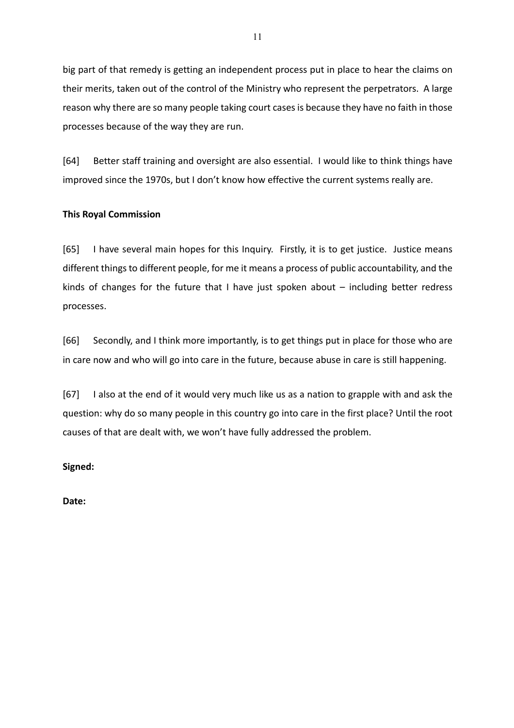big part of that remedy is getting an independent process put in place to hear the claims on their merits, taken out of the control of the Ministry who represent the perpetrators. A large reason why there are so many people taking court cases is because they have no faith in those processes because of the way they are run.

[64] Better staff training and oversight are also essential. I would like to think things have improved since the 1970s, but I don't know how effective the current systems really are.

**This Royal Commission**

[65] I have several main hopes for this Inquiry. Firstly, it is to get justice. Justice means different things to different people, for me it means a process of public accountability, and the kinds of changes for the future that I have just spoken about – including better redress processes.

[66] Secondly, and I think more importantly, is to get things put in place for those who are in care now and who will go into care in the future, because abuse in care is still happening.

[67] I also at the end of it would very much like us as a nation to grapple with and ask the question: why do so many people in this country go into care in the first place? Until the root causes of that are dealt with, we won't have fully addressed the problem.

**Signed:**

**Date:**